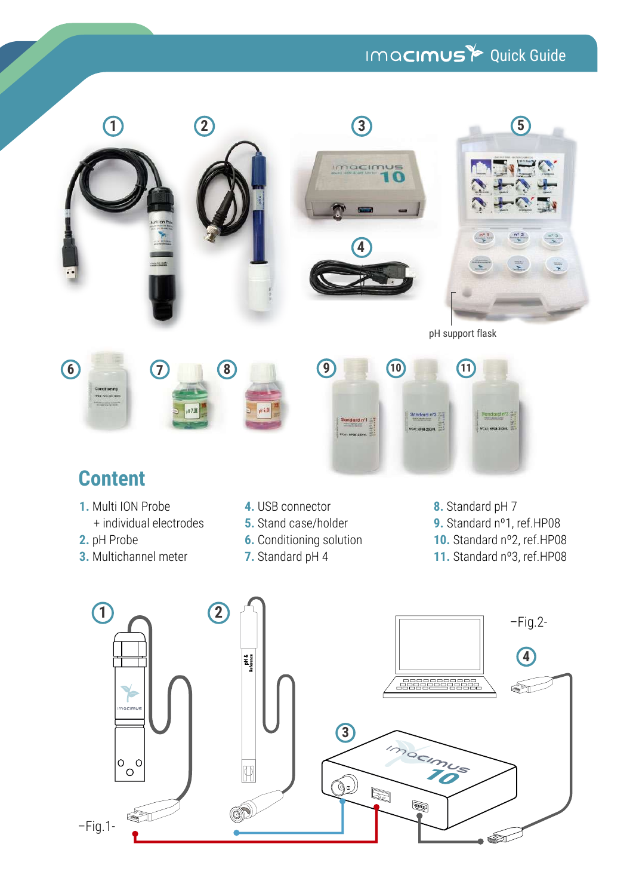## Content

1. Multi ION Probe
   + individual electrodes
2. pH Probe
3. Multichannel meter
4. USB connector
5. Stand case/holder
6. Conditioning solution
7. Standard pH 4
8. Standard pH 7
9. Standard nº1, ref.HP08
10. Standard nº2, ref.HP08
11. Standard nº3, ref.HP08

pH support flask

–Fig.1–

–Fig.2–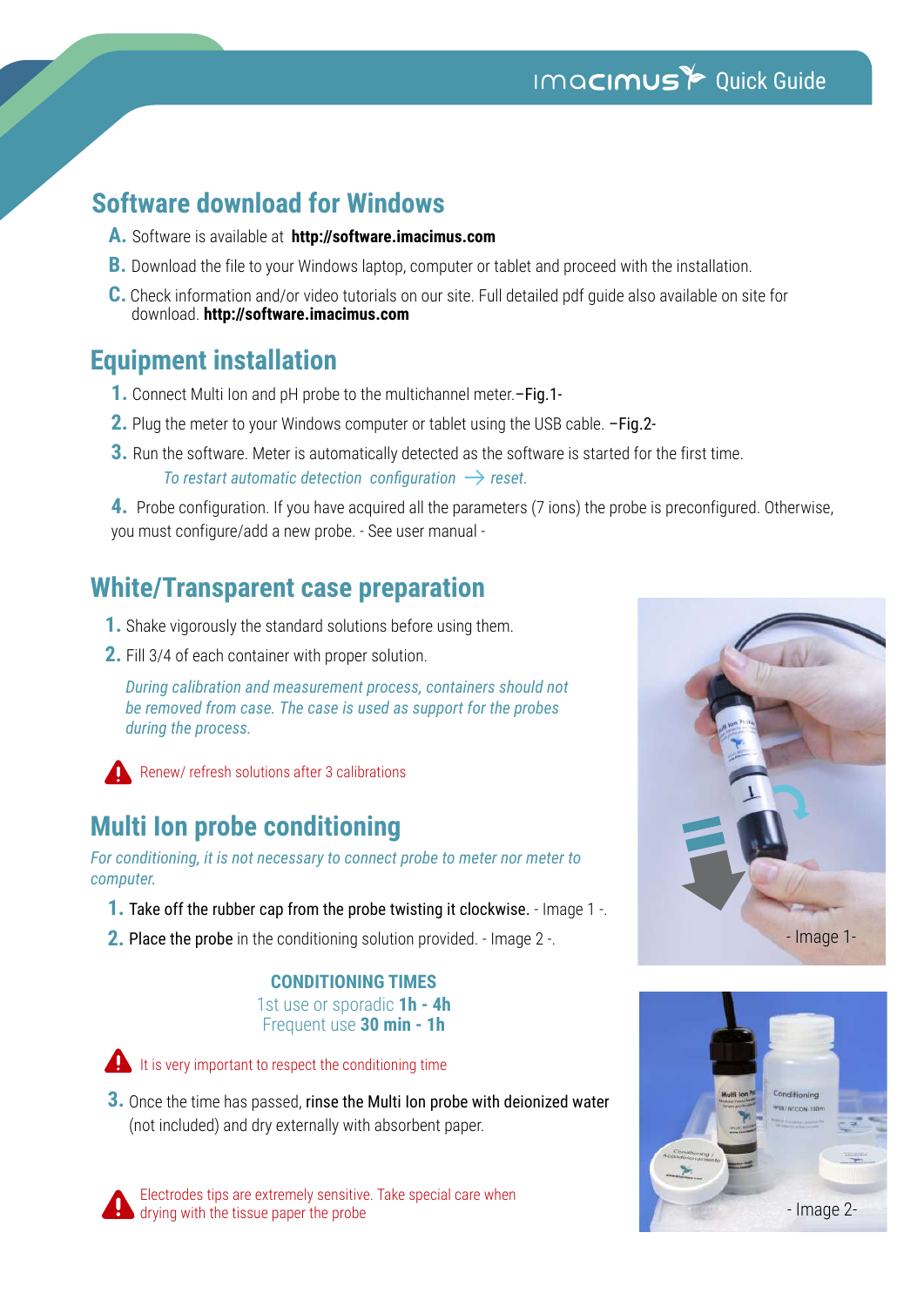## Software download for Windows

**A.** Software is available at **http://software.imacimus.com**

**B.** Download the file to your Windows laptop, computer or tablet and proceed with the installation.

**C.** Check information and/or video tutorials on our site. Full detailed pdf guide also available on site for download. **http://software.imacimus.com**

## Equipment installation

1. Connect Multi Ion and pH probe to the multichannel meter.–Fig.1-
2. Plug the meter to your Windows computer or tablet using the USB cable. –Fig.2-
3. Run the software. Meter is automatically detected as the software is started for the first time.
   *To restart automatic detection configuration → reset.*
4. Probe configuration. If you have acquired all the parameters (7 ions) the probe is preconfigured. Otherwise, you must configure/add a new probe. - See user manual -

## White/Transparent case preparation

1. Shake vigorously the standard solutions before using them.
2. Fill 3/4 of each container with proper solution.

*During calibration and measurement process, containers should not be removed from case. The case is used as support for the probes during the process.*

⚠ Renew/ refresh solutions after 3 calibrations

## Multi Ion probe conditioning

*For conditioning, it is not necessary to connect probe to meter nor meter to computer.*

1. **Take off the rubber cap from the probe twisting it clockwise.** - Image 1 -.
2. **Place the probe** in the conditioning solution provided. - Image 2 -.

**CONDITIONING TIMES**
1st use or sporadic **1h - 4h**
Frequent use **30 min - 1h**

⚠ It is very important to respect the conditioning time

3. Once the time has passed, **rinse the Multi Ion probe with deionized water** (not included) and dry externally with absorbent paper.

⚠ Electrodes tips are extremely sensitive. Take special care when drying with the tissue paper the probe

- Image 1-

- Image 2-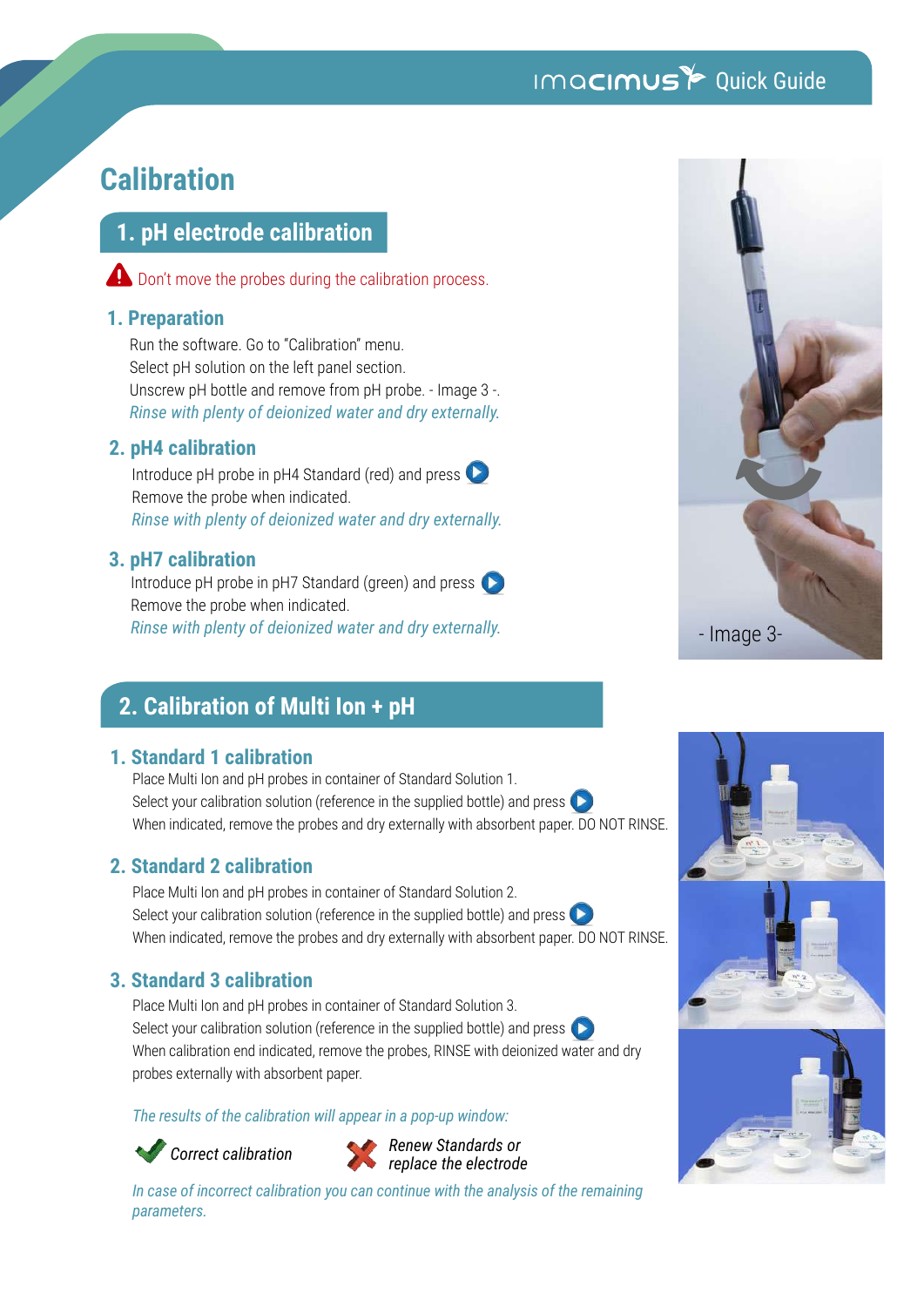# Calibration

## 1. pH electrode calibration

⚠ Don't move the probes during the calibration process.

### 1. Preparation

Run the software. Go to "Calibration" menu.
Select pH solution on the left panel section.
Unscrew pH bottle and remove from pH probe. - Image 3 -.
*Rinse with plenty of deionized water and dry externally.*

### 2. pH4 calibration

Introduce pH probe in pH4 Standard (red) and press ▶
Remove the probe when indicated.
*Rinse with plenty of deionized water and dry externally.*

### 3. pH7 calibration

Introduce pH probe in pH7 Standard (green) and press ▶
Remove the probe when indicated.
*Rinse with plenty of deionized water and dry externally.*

- Image 3-

## 2. Calibration of Multi Ion + pH

### 1. Standard 1 calibration

Place Multi Ion and pH probes in container of Standard Solution 1.
Select your calibration solution (reference in the supplied bottle) and press ▶
When indicated, remove the probes and dry externally with absorbent paper. DO NOT RINSE.

### 2. Standard 2 calibration

Place Multi Ion and pH probes in container of Standard Solution 2.
Select your calibration solution (reference in the supplied bottle) and press ▶
When indicated, remove the probes and dry externally with absorbent paper. DO NOT RINSE.

### 3. Standard 3 calibration

Place Multi Ion and pH probes in container of Standard Solution 3.
Select your calibration solution (reference in the supplied bottle) and press ▶
When calibration end indicated, remove the probes, RINSE with deionized water and dry probes externally with absorbent paper.

*The results of the calibration will appear in a pop-up window:*

✔ *Correct calibration*

✘ *Renew Standards or replace the electrode*

*In case of incorrect calibration you can continue with the analysis of the remaining parameters.*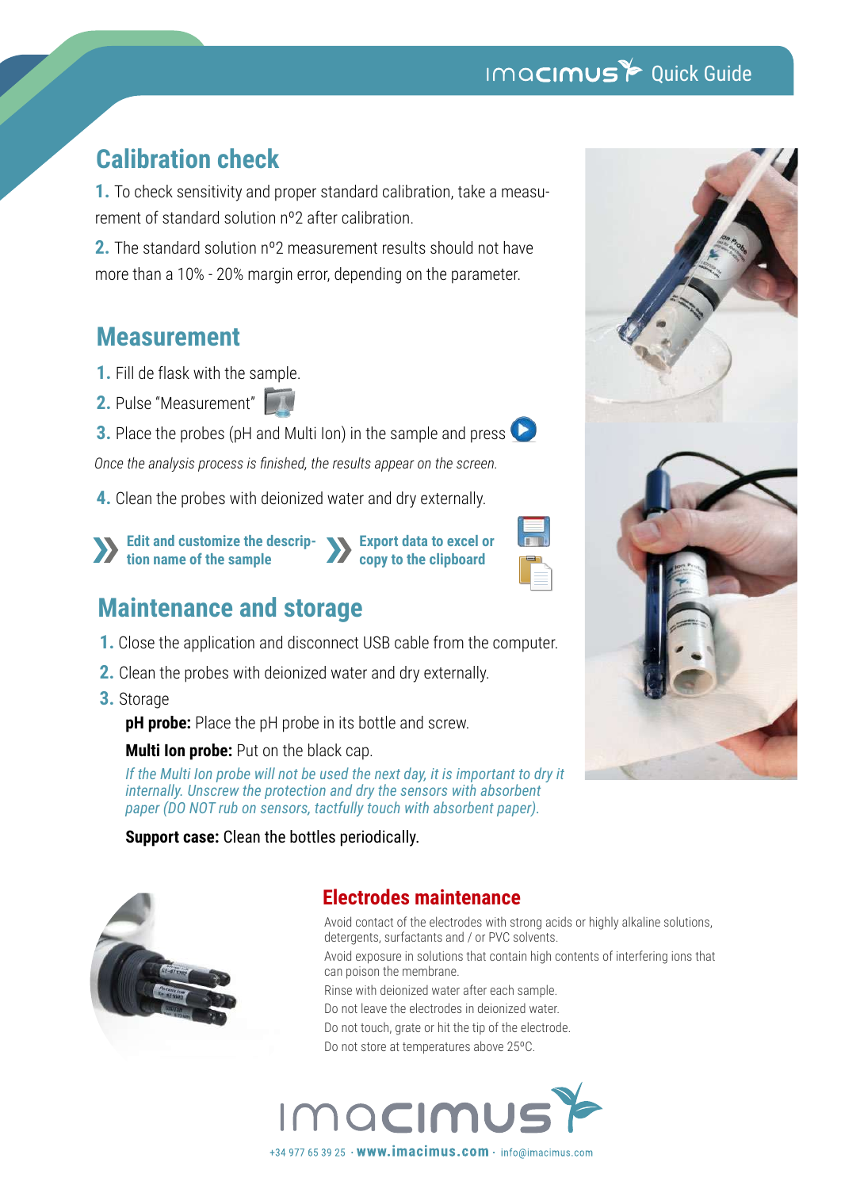## Calibration check

1. To check sensitivity and proper standard calibration, take a measurement of standard solution nº2 after calibration.

2. The standard solution nº2 measurement results should not have more than a 10% - 20% margin error, depending on the parameter.

## Measurement

1. Fill de flask with the sample.
2. Pulse "Measurement"
3. Place the probes (pH and Multi Ion) in the sample and press

*Once the analysis process is finished, the results appear on the screen.*

4. Clean the probes with deionized water and dry externally.

**Edit and customize the description name of the sample**

**Export data to excel or copy to the clipboard**

## Maintenance and storage

1. Close the application and disconnect USB cable from the computer.
2. Clean the probes with deionized water and dry externally.
3. Storage

   **pH probe:** Place the pH probe in its bottle and screw.

   **Multi Ion probe:** Put on the black cap.

   *If the Multi Ion probe will not be used the next day, it is important to dry it internally. Unscrew the protection and dry the sensors with absorbent paper (DO NOT rub on sensors, tactfully touch with absorbent paper).*

   **Support case:** Clean the bottles periodically.

### Electrodes maintenance

Avoid contact of the electrodes with strong acids or highly alkaline solutions, detergents, surfactants and / or PVC solvents.

Avoid exposure in solutions that contain high contents of interfering ions that can poison the membrane.

Rinse with deionized water after each sample.

Do not leave the electrodes in deionized water.

Do not touch, grate or hit the tip of the electrode.

Do not store at temperatures above 25ºC.

imacimus

+34 977 65 39 25 · **www.imacimus.com** · info@imacimus.com